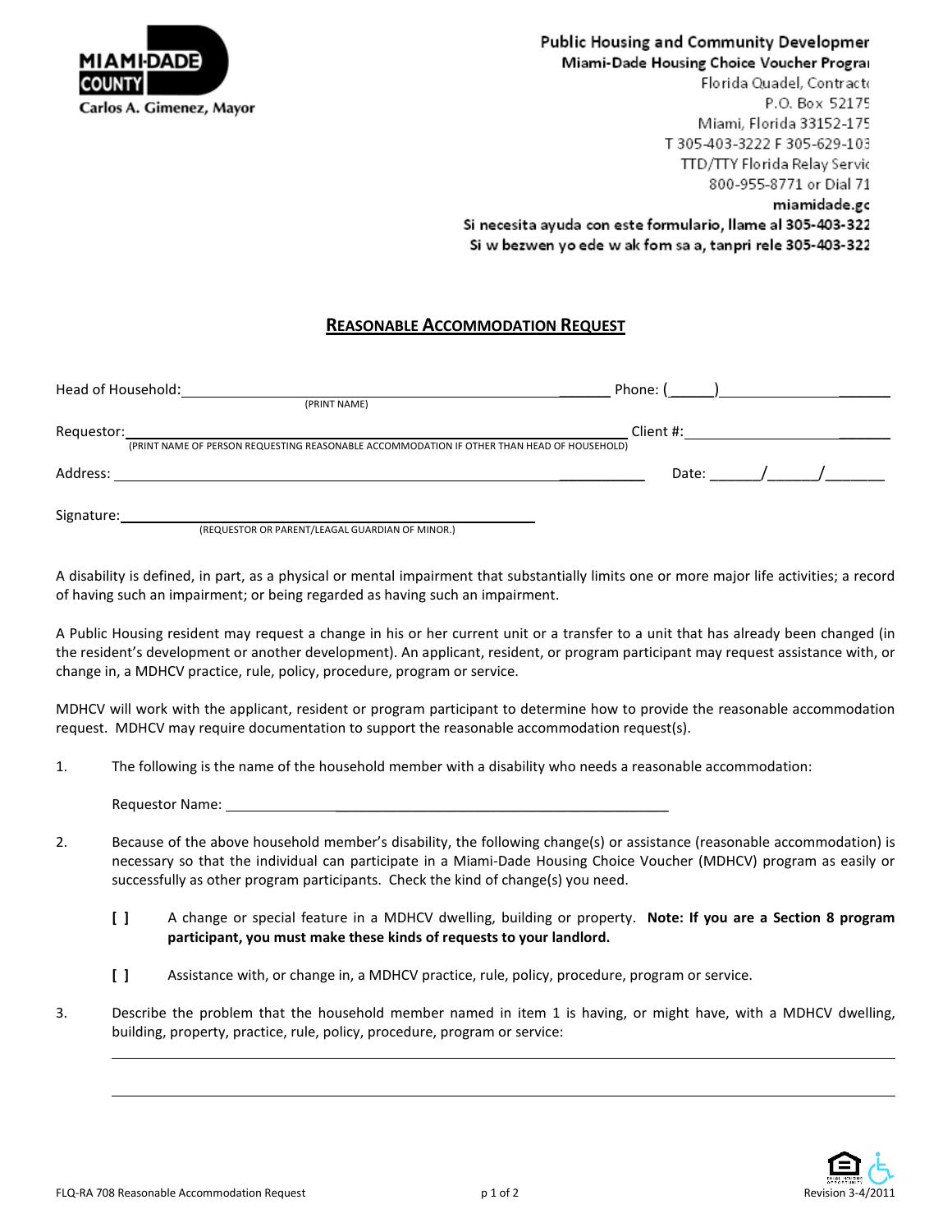MIAMI-DADE COUNTY
Carlos A. Gimenez, Mayor

Public Housing and Community Developmer
Miami-Dade Housing Choice Voucher Prograi
Florida Quadel, Contracto
P.O. Box 52175
Miami, Florida 33152-175
T 305-403-3222 F 305-629-103
TTD/TTY Florida Relay Servic
800-955-8771 or Dial 71
miamidade.gc
Si necesita ayuda con este formulario, llame al 305-403-322
Si w bezwen yo ede w ak fom sa a, tanpri rele 305-403-322

# REASONABLE ACCOMMODATION REQUEST

Head of Household: ______________________________________ Phone: (_____)______________
(PRINT NAME)

Requestor: ______________________________________ Client #: ______________
(PRINT NAME OF PERSON REQUESTING REASONABLE ACCOMMODATION IF OTHER THAN HEAD OF HOUSEHOLD)

Address: ______________________________________ Date: ______/______/_______

Signature: ______________________________________
(REQUESTOR OR PARENT/LEAGAL GUARDIAN OF MINOR.)

A disability is defined, in part, as a physical or mental impairment that substantially limits one or more major life activities; a record of having such an impairment; or being regarded as having such an impairment.

A Public Housing resident may request a change in his or her current unit or a transfer to a unit that has already been changed (in the resident's development or another development). An applicant, resident, or program participant may request assistance with, or change in, a MDHCV practice, rule, policy, procedure, program or service.

MDHCV will work with the applicant, resident or program participant to determine how to provide the reasonable accommodation request. MDHCV may require documentation to support the reasonable accommodation request(s).

1. The following is the name of the household member with a disability who needs a reasonable accommodation:

   Requestor Name: ______________________________________

2. Because of the above household member's disability, the following change(s) or assistance (reasonable accommodation) is necessary so that the individual can participate in a Miami-Dade Housing Choice Voucher (MDHCV) program as easily or successfully as other program participants. Check the kind of change(s) you need.

   [ ] A change or special feature in a MDHCV dwelling, building or property. **Note: If you are a Section 8 program participant, you must make these kinds of requests to your landlord.**

   [ ] Assistance with, or change in, a MDHCV practice, rule, policy, procedure, program or service.

3. Describe the problem that the household member named in item 1 is having, or might have, with a MDHCV dwelling, building, property, practice, rule, policy, procedure, program or service:

   ______________________________________

   ______________________________________

FLQ-RA 708 Reasonable Accommodation Request

Revision 3-4/2011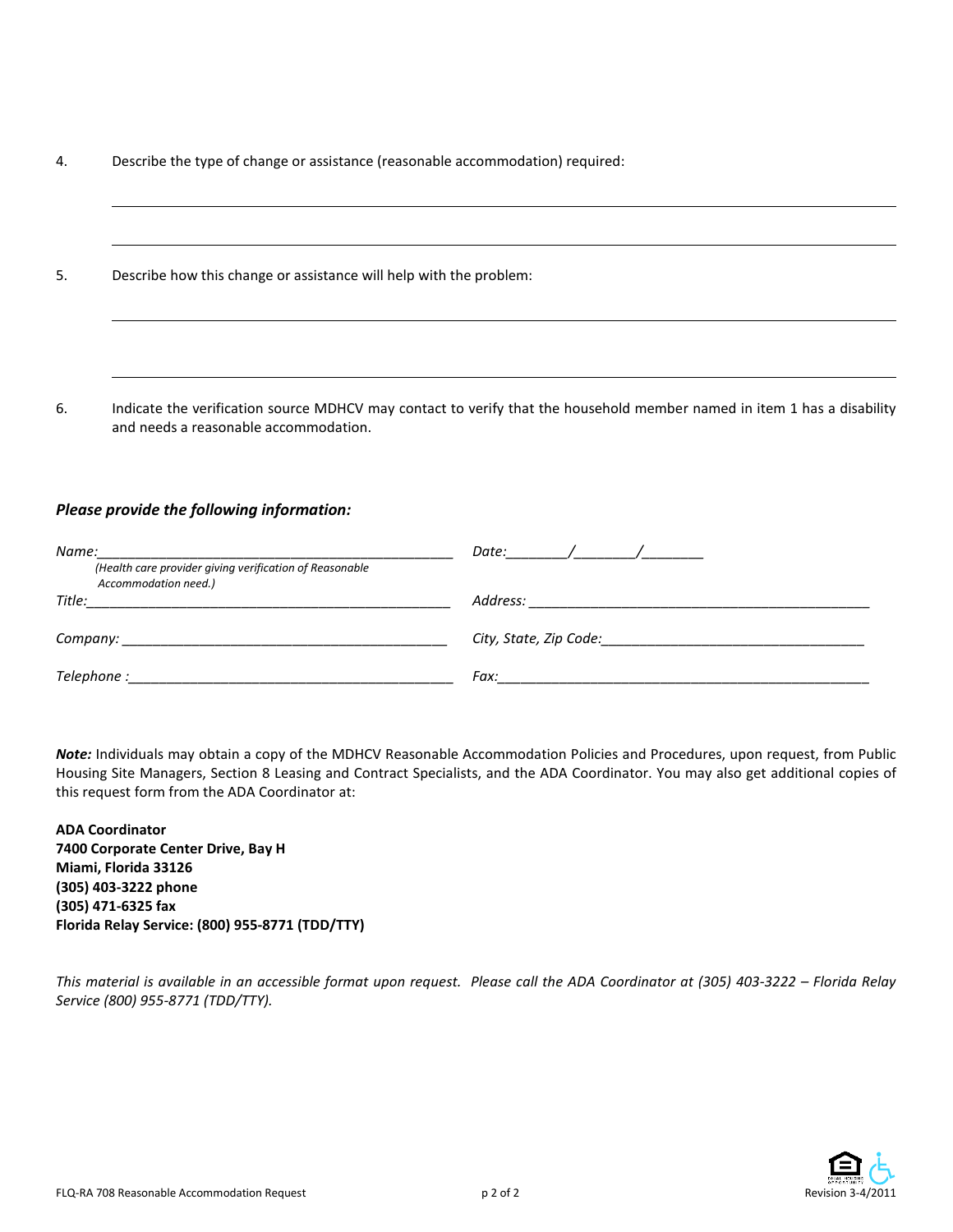4. Describe the type of change or assistance (reasonable accommodation) required:

______________________________________________________________________________

______________________________________________________________________________

5. Describe how this change or assistance will help with the problem:

______________________________________________________________________________

______________________________________________________________________________

6. Indicate the verification source MDHCV may contact to verify that the household member named in item 1 has a disability and needs a reasonable accommodation.

***Please provide the following information:***

*Name:*_______________________________________________ *Date:*________/________/________
*(Health care provider giving verification of Reasonable Accommodation need.)*

*Title:*________________________________________________ *Address:* ____________________________________________

*Company:* ___________________________________________ *City, State, Zip Code:*__________________________________

*Telephone :*__________________________________________ *Fax:*________________________________________________

***Note:*** Individuals may obtain a copy of the MDHCV Reasonable Accommodation Policies and Procedures, upon request, from Public Housing Site Managers, Section 8 Leasing and Contract Specialists, and the ADA Coordinator. You may also get additional copies of this request form from the ADA Coordinator at:

**ADA Coordinator**
**7400 Corporate Center Drive, Bay H**
**Miami, Florida 33126**
**(305) 403-3222 phone**
**(305) 471-6325 fax**
**Florida Relay Service: (800) 955-8771 (TDD/TTY)**

*This material is available in an accessible format upon request. Please call the ADA Coordinator at (305) 403-3222 – Florida Relay Service (800) 955-8771 (TDD/TTY).*

FLQ-RA 708 Reasonable Accommodation Request

Revision 3-4/2011